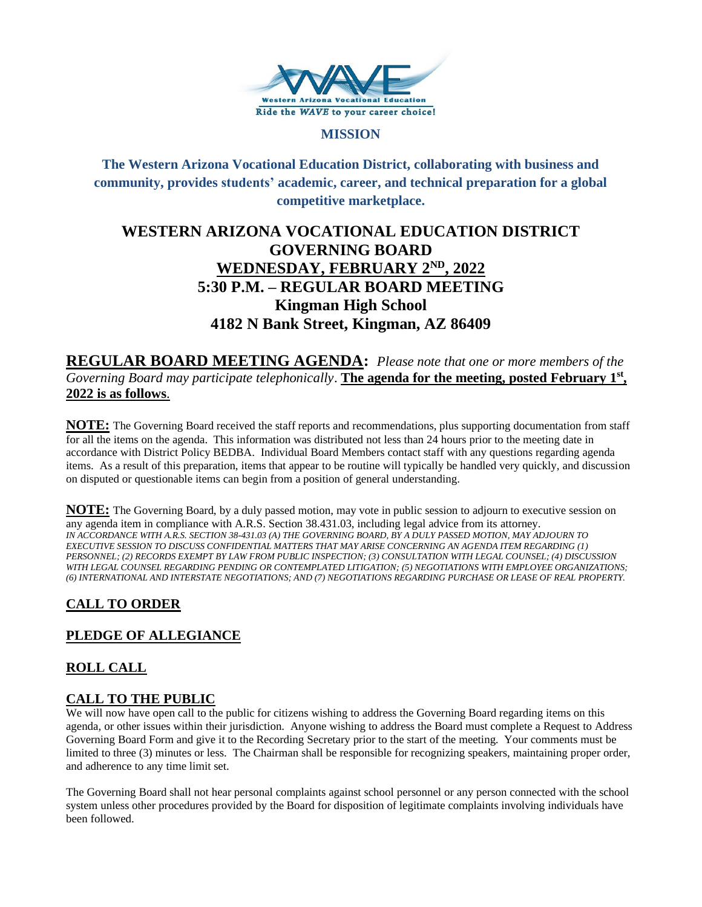## MISSION

**The Western Arizona Vocational Education District, collaborating with business and community, provides students' academic, career, and technical preparation for a global competitive marketplace.**

# WESTERN ARIZONA VOCATIONAL EDUCATION DISTRICT GOVERNING BOARD

## WEDNESDAY, FEBRUARY 2ND, 2022

## 5:30 P.M. – REGULAR BOARD MEETING

## Kingman High School

## 4182 N Bank Street, Kingman, AZ 86409

**REGULAR BOARD MEETING AGENDA:** *Please note that one or more members of the Governing Board may participate telephonically*. **The agenda for the meeting, posted February 1st, 2022 is as follows**.

**NOTE:** The Governing Board received the staff reports and recommendations, plus supporting documentation from staff for all the items on the agenda. This information was distributed not less than 24 hours prior to the meeting date in accordance with District Policy BEDBA. Individual Board Members contact staff with any questions regarding agenda items. As a result of this preparation, items that appear to be routine will typically be handled very quickly, and discussion on disputed or questionable items can begin from a position of general understanding.

**NOTE:** The Governing Board, by a duly passed motion, may vote in public session to adjourn to executive session on any agenda item in compliance with A.R.S. Section 38.431.03, including legal advice from its attorney.
*IN ACCORDANCE WITH A.R.S. SECTION 38-431.03 (A) THE GOVERNING BOARD, BY A DULY PASSED MOTION, MAY ADJOURN TO EXECUTIVE SESSION TO DISCUSS CONFIDENTIAL MATTERS THAT MAY ARISE CONCERNING AN AGENDA ITEM REGARDING (1) PERSONNEL; (2) RECORDS EXEMPT BY LAW FROM PUBLIC INSPECTION; (3) CONSULTATION WITH LEGAL COUNSEL; (4) DISCUSSION WITH LEGAL COUNSEL REGARDING PENDING OR CONTEMPLATED LITIGATION; (5) NEGOTIATIONS WITH EMPLOYEE ORGANIZATIONS; (6) INTERNATIONAL AND INTERSTATE NEGOTIATIONS; AND (7) NEGOTIATIONS REGARDING PURCHASE OR LEASE OF REAL PROPERTY.*

### CALL TO ORDER

### PLEDGE OF ALLEGIANCE

### ROLL CALL

### CALL TO THE PUBLIC

We will now have open call to the public for citizens wishing to address the Governing Board regarding items on this agenda, or other issues within their jurisdiction. Anyone wishing to address the Board must complete a Request to Address Governing Board Form and give it to the Recording Secretary prior to the start of the meeting. Your comments must be limited to three (3) minutes or less. The Chairman shall be responsible for recognizing speakers, maintaining proper order, and adherence to any time limit set.

The Governing Board shall not hear personal complaints against school personnel or any person connected with the school system unless other procedures provided by the Board for disposition of legitimate complaints involving individuals have been followed.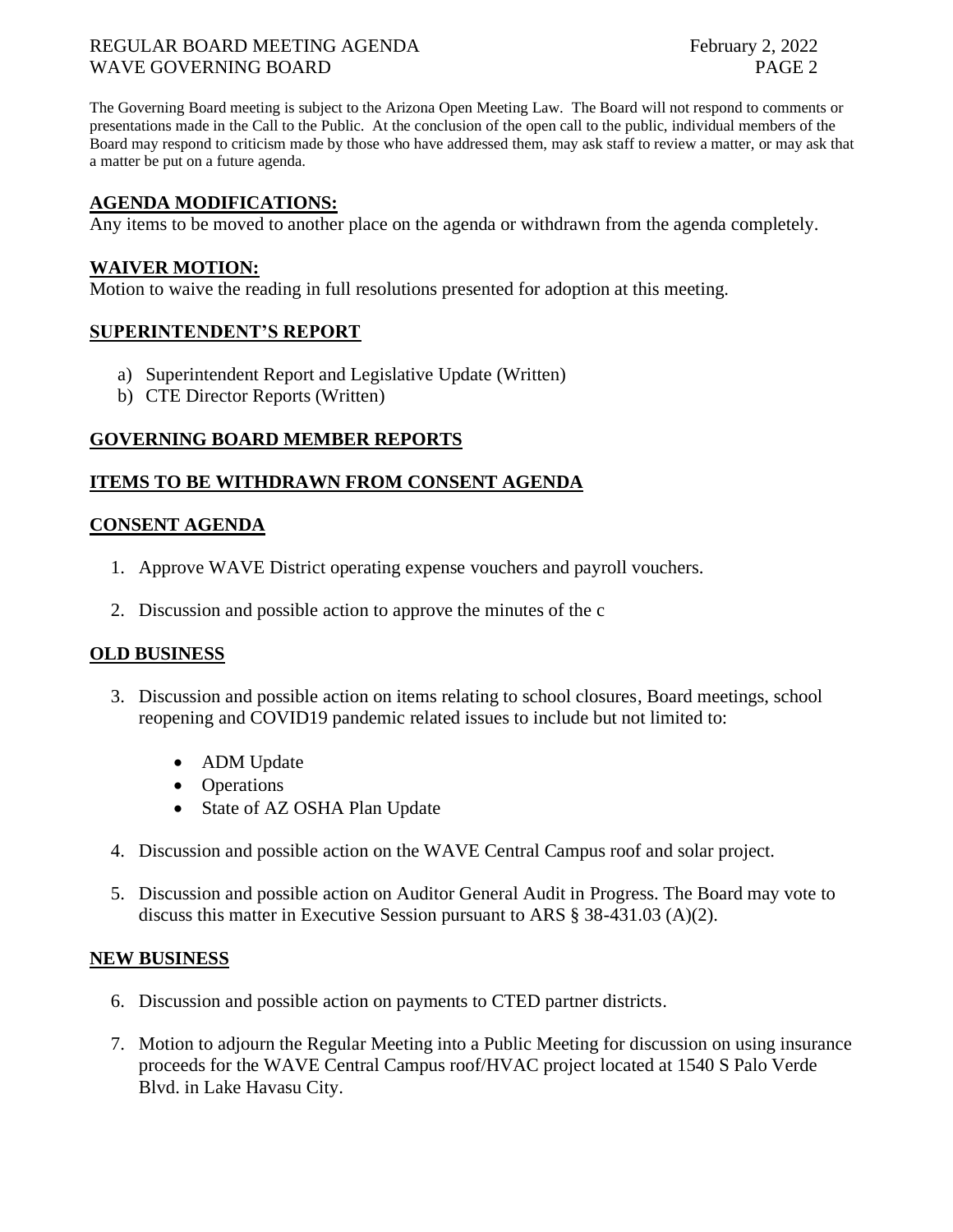The Governing Board meeting is subject to the Arizona Open Meeting Law. The Board will not respond to comments or presentations made in the Call to the Public. At the conclusion of the open call to the public, individual members of the Board may respond to criticism made by those who have addressed them, may ask staff to review a matter, or may ask that a matter be put on a future agenda.

## AGENDA MODIFICATIONS:

Any items to be moved to another place on the agenda or withdrawn from the agenda completely.

## WAIVER MOTION:

Motion to waive the reading in full resolutions presented for adoption at this meeting.

## SUPERINTENDENT'S REPORT

a) Superintendent Report and Legislative Update (Written)
b) CTE Director Reports (Written)

## GOVERNING BOARD MEMBER REPORTS

## ITEMS TO BE WITHDRAWN FROM CONSENT AGENDA

## CONSENT AGENDA

1. Approve WAVE District operating expense vouchers and payroll vouchers.

2. Discussion and possible action to approve the minutes of the c

## OLD BUSINESS

3. Discussion and possible action on items relating to school closures, Board meetings, school reopening and COVID19 pandemic related issues to include but not limited to:

   - ADM Update
   - Operations
   - State of AZ OSHA Plan Update

4. Discussion and possible action on the WAVE Central Campus roof and solar project.

5. Discussion and possible action on Auditor General Audit in Progress. The Board may vote to discuss this matter in Executive Session pursuant to ARS § 38-431.03 (A)(2).

## NEW BUSINESS

6. Discussion and possible action on payments to CTED partner districts.

7. Motion to adjourn the Regular Meeting into a Public Meeting for discussion on using insurance proceeds for the WAVE Central Campus roof/HVAC project located at 1540 S Palo Verde Blvd. in Lake Havasu City.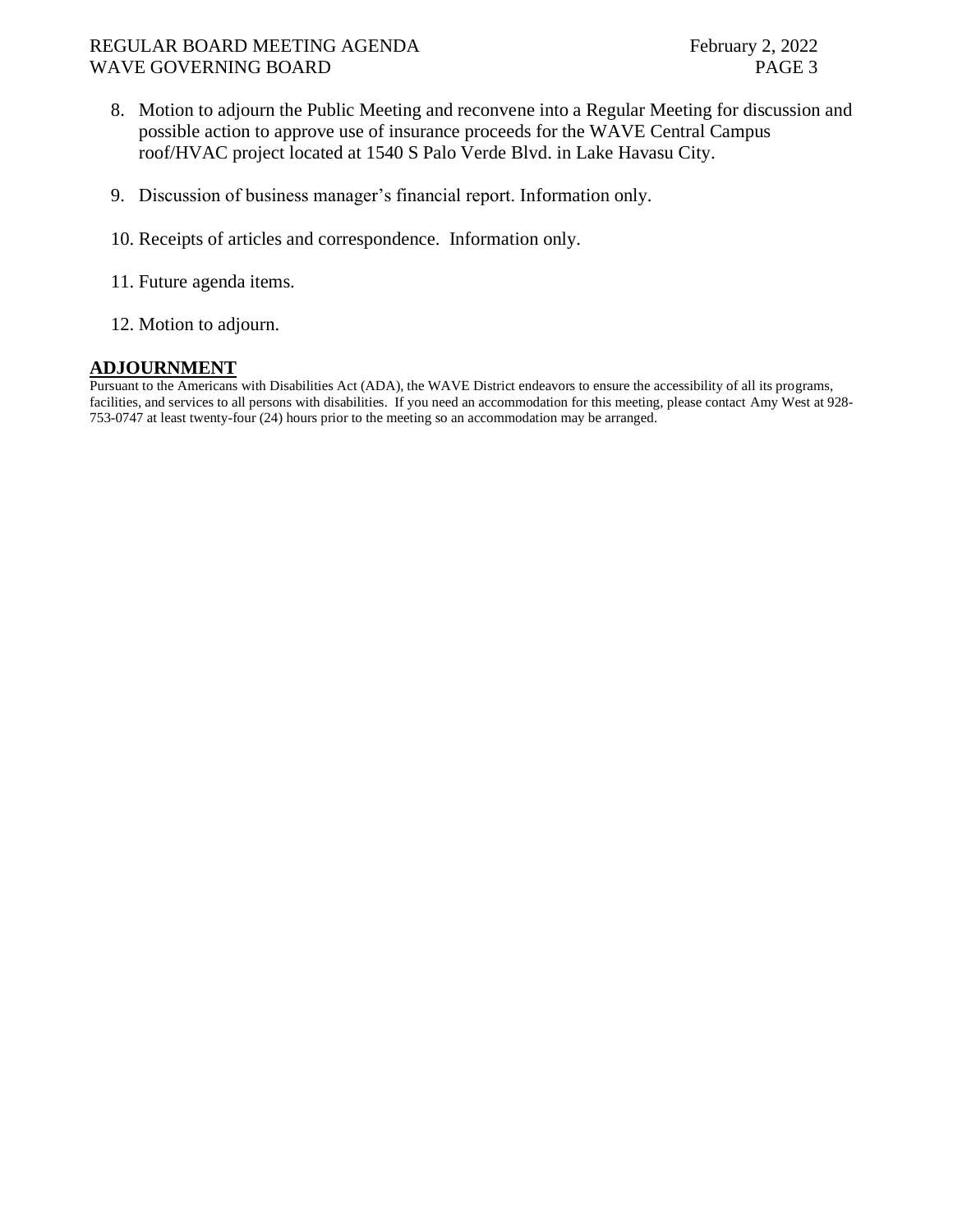8. Motion to adjourn the Public Meeting and reconvene into a Regular Meeting for discussion and possible action to approve use of insurance proceeds for the WAVE Central Campus roof/HVAC project located at 1540 S Palo Verde Blvd. in Lake Havasu City.

9. Discussion of business manager's financial report. Information only.

10. Receipts of articles and correspondence. Information only.

11. Future agenda items.

12. Motion to adjourn.

## ADJOURNMENT

Pursuant to the Americans with Disabilities Act (ADA), the WAVE District endeavors to ensure the accessibility of all its programs, facilities, and services to all persons with disabilities. If you need an accommodation for this meeting, please contact Amy West at 928-753-0747 at least twenty-four (24) hours prior to the meeting so an accommodation may be arranged.